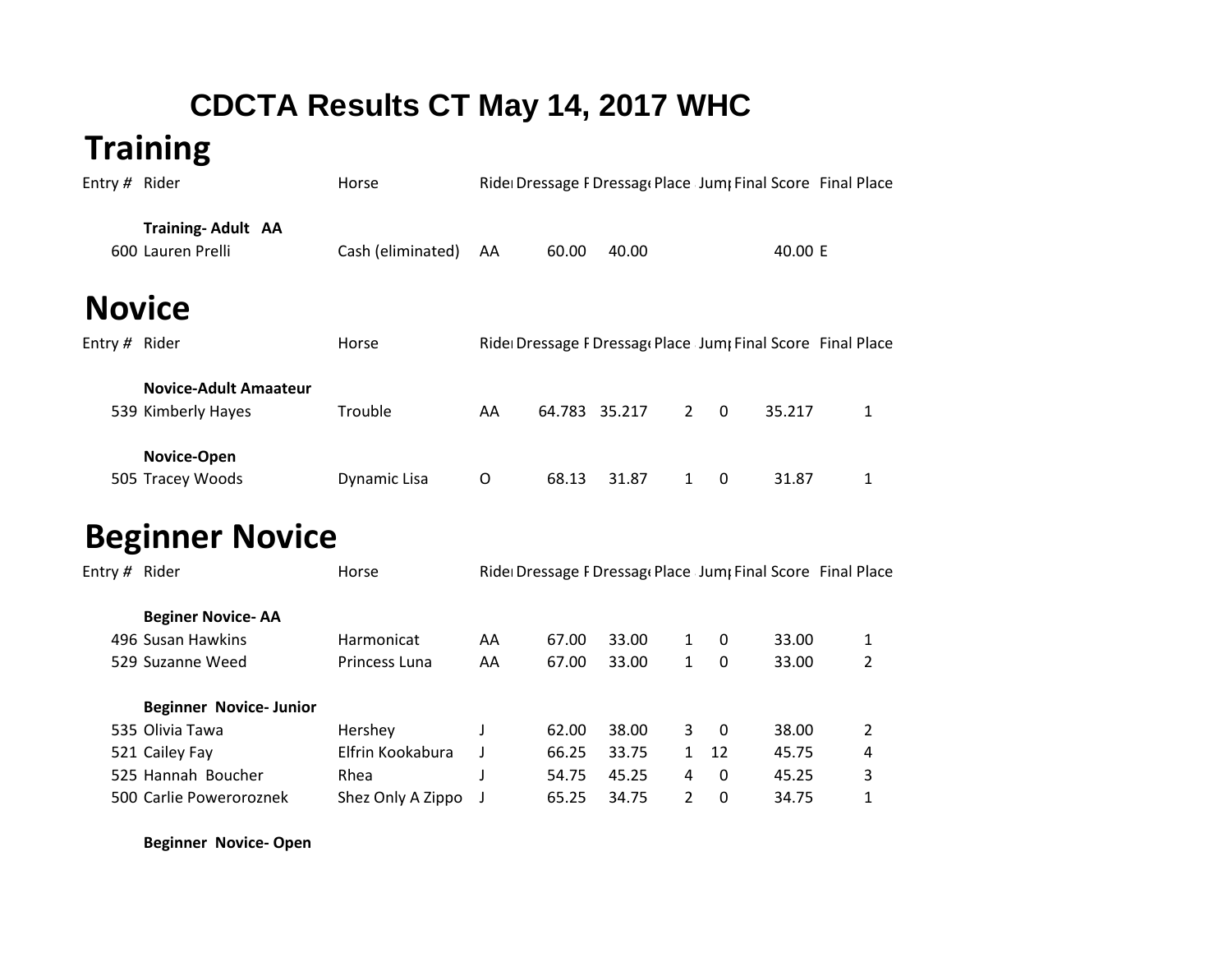# CDCTA Results CT May 14, 2017 WHC

## Training

| Entry # | Rider | Horse | Rider | Dressage F | Dressage | Place | Jump | Final Score | Final Place |
|---|---|---|---|---|---|---|---|---|---|
| | **Training- Adult AA** | | | | | | | | |
| 600 | Lauren Prelli | Cash (eliminated) | AA | 60.00 | 40.00 | | | 40.00 | E |

## Novice

| Entry # | Rider | Horse | Rider | Dressage F | Dressage | Place | Jump | Final Score | Final Place |
|---|---|---|---|---|---|---|---|---|---|
| | **Novice-Adult Amaateur** | | | | | | | | |
| 539 | Kimberly Hayes | Trouble | AA | 64.783 | 35.217 | 2 | 0 | 35.217 | 1 |
| | **Novice-Open** | | | | | | | | |
| 505 | Tracey Woods | Dynamic Lisa | O | 68.13 | 31.87 | 1 | 0 | 31.87 | 1 |

## Beginner Novice

| Entry # | Rider | Horse | Rider | Dressage F | Dressage | Place | Jump | Final Score | Final Place |
|---|---|---|---|---|---|---|---|---|---|
| | **Beginer Novice- AA** | | | | | | | | |
| 496 | Susan Hawkins | Harmonicat | AA | 67.00 | 33.00 | 1 | 0 | 33.00 | 1 |
| 529 | Suzanne Weed | Princess Luna | AA | 67.00 | 33.00 | 1 | 0 | 33.00 | 2 |
| | **Beginner Novice- Junior** | | | | | | | | |
| 535 | Olivia Tawa | Hershey | J | 62.00 | 38.00 | 3 | 0 | 38.00 | 2 |
| 521 | Cailey Fay | Elfrin Kookabura | J | 66.25 | 33.75 | 1 | 12 | 45.75 | 4 |
| 525 | Hannah Boucher | Rhea | J | 54.75 | 45.25 | 4 | 0 | 45.25 | 3 |
| 500 | Carlie Poweroroznek | Shez Only A Zippo | J | 65.25 | 34.75 | 2 | 0 | 34.75 | 1 |
| | **Beginner Novice- Open** | | | | | | | | |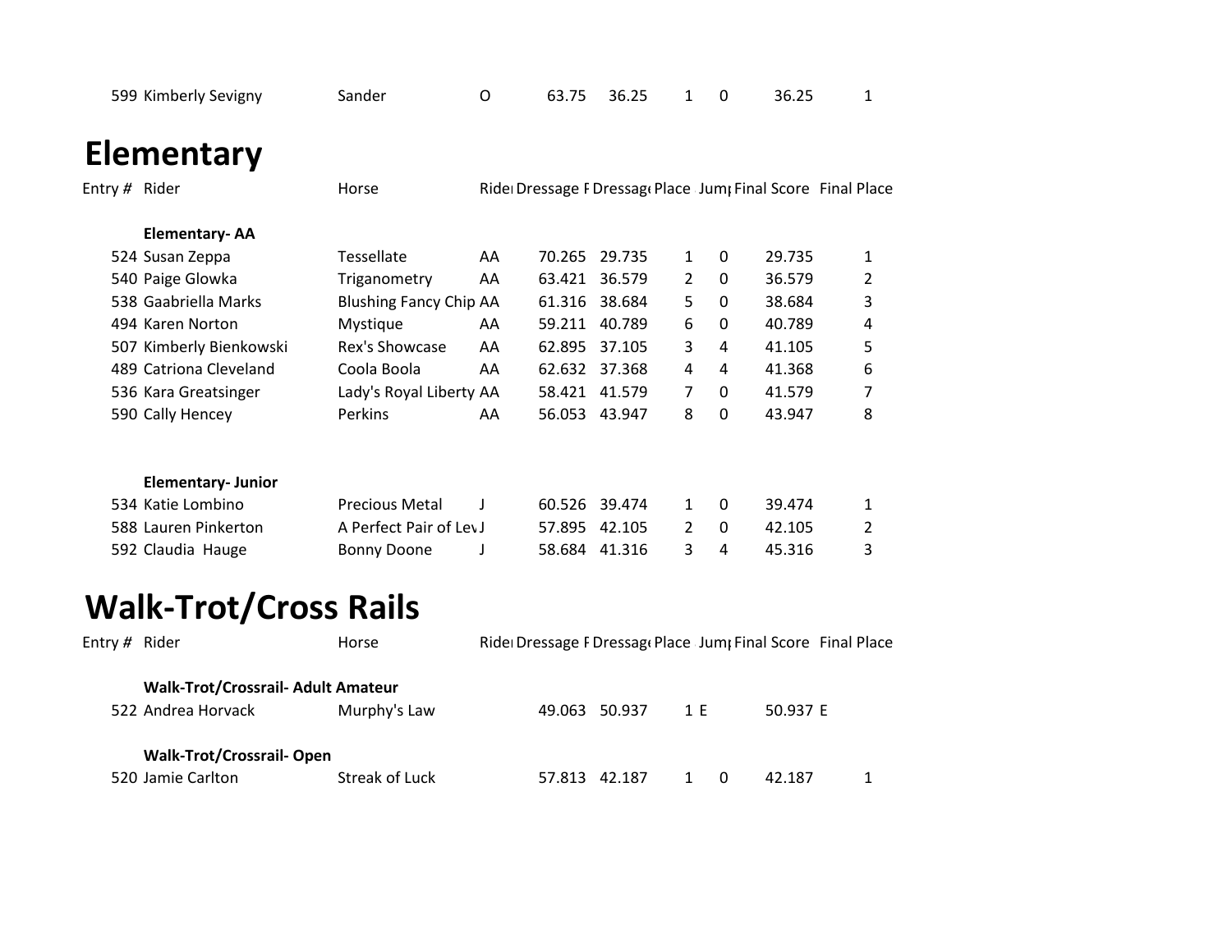| | | | | | | | | | |
|---|---|---|---|---|---|---|---|---|---|
| 599 | Kimberly Sevigny | Sander | O | 63.75 | 36.25 | 1 | 0 | 36.25 | 1 |

# Elementary

| Entry # | Rider | Horse | Ride | Dressage F | Dressag | Place | Jum | Final Score | Final Place |
|---|---|---|---|---|---|---|---|---|---|
| | **Elementary- AA** | | | | | | | | |
| 524 | Susan Zeppa | Tessellate | AA | 70.265 | 29.735 | 1 | 0 | 29.735 | 1 |
| 540 | Paige Glowka | Triganometry | AA | 63.421 | 36.579 | 2 | 0 | 36.579 | 2 |
| 538 | Gaabriella Marks | Blushing Fancy Chip | AA | 61.316 | 38.684 | 5 | 0 | 38.684 | 3 |
| 494 | Karen Norton | Mystique | AA | 59.211 | 40.789 | 6 | 0 | 40.789 | 4 |
| 507 | Kimberly Bienkowski | Rex's Showcase | AA | 62.895 | 37.105 | 3 | 4 | 41.105 | 5 |
| 489 | Catriona Cleveland | Coola Boola | AA | 62.632 | 37.368 | 4 | 4 | 41.368 | 6 |
| 536 | Kara Greatsinger | Lady's Royal Liberty | AA | 58.421 | 41.579 | 7 | 0 | 41.579 | 7 |
| 590 | Cally Hencey | Perkins | AA | 56.053 | 43.947 | 8 | 0 | 43.947 | 8 |
| | **Elementary- Junior** | | | | | | | | |
| 534 | Katie Lombino | Precious Metal | J | 60.526 | 39.474 | 1 | 0 | 39.474 | 1 |
| 588 | Lauren Pinkerton | A Perfect Pair of Lev | J | 57.895 | 42.105 | 2 | 0 | 42.105 | 2 |
| 592 | Claudia Hauge | Bonny Doone | J | 58.684 | 41.316 | 3 | 4 | 45.316 | 3 |

# Walk-Trot/Cross Rails

| Entry # | Rider | Horse | Ride | Dressage F | Dressag | Place | Jum | Final Score | Final Place |
|---|---|---|---|---|---|---|---|---|---|
| | **Walk-Trot/Crossrail- Adult Amateur** | | | | | | | | |
| 522 | Andrea Horvack | Murphy's Law | | 49.063 | 50.937 | 1 | E | 50.937 | E |
| | **Walk-Trot/Crossrail- Open** | | | | | | | | |
| 520 | Jamie Carlton | Streak of Luck | | 57.813 | 42.187 | 1 | 0 | 42.187 | 1 |